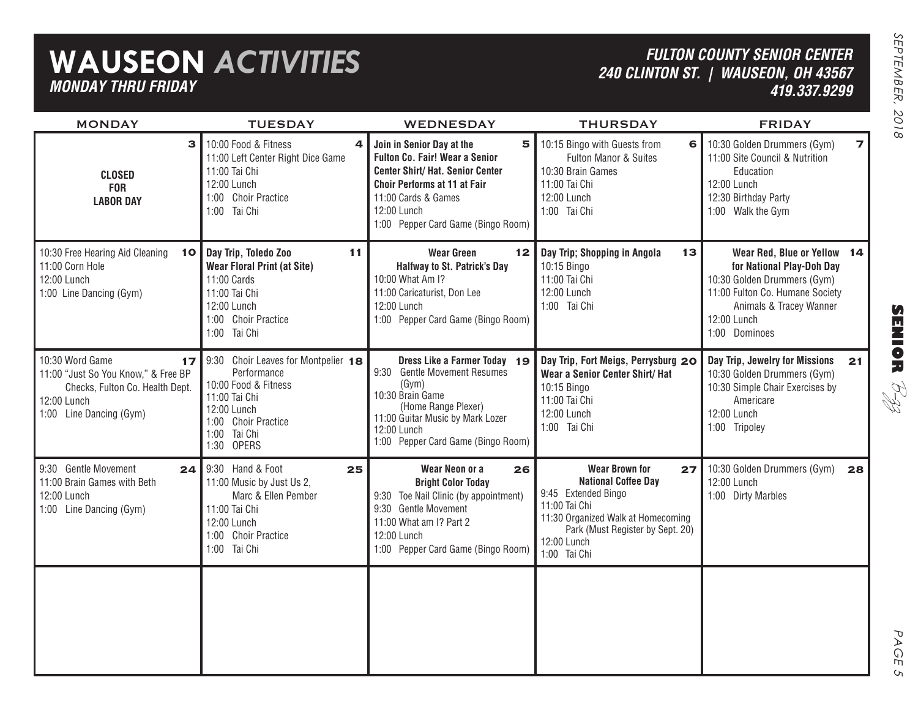# WAUSEON *ACTIVITIES*

***MONDAY THRU FRIDAY***

***FULTON COUNTY SENIOR CENTER***
***240 CLINTON ST. | WAUSEON, OH 43567***
***419.337.9299***

| MONDAY | TUESDAY | WEDNESDAY | THURSDAY | FRIDAY |
|---|---|---|---|---|
| **3**<br>**CLOSED FOR LABOR DAY** | **4**<br>10:00 Food & Fitness<br>11:00 Left Center Right Dice Game<br>11:00 Tai Chi<br>12:00 Lunch<br>1:00 Choir Practice<br>1:00 Tai Chi | **5**<br>**Join in Senior Day at the Fulton Co. Fair! Wear a Senior Center Shirt/ Hat. Senior Center Choir Performs at 11 at Fair**<br>11:00 Cards & Games<br>12:00 Lunch<br>1:00 Pepper Card Game (Bingo Room) | **6**<br>10:15 Bingo with Guests from Fulton Manor & Suites<br>10:30 Brain Games<br>11:00 Tai Chi<br>12:00 Lunch<br>1:00 Tai Chi | **7**<br>10:30 Golden Drummers (Gym)<br>11:00 Site Council & Nutrition Education<br>12:00 Lunch<br>12:30 Birthday Party<br>1:00 Walk the Gym |
| **10**<br>10:30 Free Hearing Aid Cleaning<br>11:00 Corn Hole<br>12:00 Lunch<br>1:00 Line Dancing (Gym) | **11**<br>**Day Trip, Toledo Zoo**<br>**Wear Floral Print (at Site)**<br>11:00 Cards<br>11:00 Tai Chi<br>12:00 Lunch<br>1:00 Choir Practice<br>1:00 Tai Chi | **12**<br>**Wear Green**<br>**Halfway to St. Patrick's Day**<br>10:00 What Am I?<br>11:00 Caricaturist, Don Lee<br>12:00 Lunch<br>1:00 Pepper Card Game (Bingo Room) | **13**<br>**Day Trip; Shopping in Angola**<br>10:15 Bingo<br>11:00 Tai Chi<br>12:00 Lunch<br>1:00 Tai Chi | **14**<br>**Wear Red, Blue or Yellow for National Play-Doh Day**<br>10:30 Golden Drummers (Gym)<br>11:00 Fulton Co. Humane Society Animals & Tracey Wanner<br>12:00 Lunch<br>1:00 Dominoes |
| **17**<br>10:30 Word Game<br>11:00 "Just So You Know," & Free BP Checks, Fulton Co. Health Dept.<br>12:00 Lunch<br>1:00 Line Dancing (Gym) | **18**<br>9:30 Choir Leaves for Montpelier Performance<br>10:00 Food & Fitness<br>11:00 Tai Chi<br>12:00 Lunch<br>1:00 Choir Practice<br>1:00 Tai Chi<br>1:30 OPERS | **19**<br>**Dress Like a Farmer Today**<br>9:30 Gentle Movement Resumes (Gym)<br>10:30 Brain Game (Home Range Plexer)<br>11:00 Guitar Music by Mark Lozer<br>12:00 Lunch<br>1:00 Pepper Card Game (Bingo Room) | **20**<br>**Day Trip, Fort Meigs, Perrysburg**<br>**Wear a Senior Center Shirt/ Hat**<br>10:15 Bingo<br>11:00 Tai Chi<br>12:00 Lunch<br>1:00 Tai Chi | **21**<br>**Day Trip, Jewelry for Missions**<br>10:30 Golden Drummers (Gym)<br>10:30 Simple Chair Exercises by Americare<br>12:00 Lunch<br>1:00 Tripoley |
| **24**<br>9:30 Gentle Movement<br>11:00 Brain Games with Beth<br>12:00 Lunch<br>1:00 Line Dancing (Gym) | **25**<br>9:30 Hand & Foot<br>11:00 Music by Just Us 2, Marc & Ellen Pember<br>11:00 Tai Chi<br>12:00 Lunch<br>1:00 Choir Practice<br>1:00 Tai Chi | **26**<br>**Wear Neon or a Bright Color Today**<br>9:30 Toe Nail Clinic (by appointment)<br>9:30 Gentle Movement<br>11:00 What am I? Part 2<br>12:00 Lunch<br>1:00 Pepper Card Game (Bingo Room) | **27**<br>**Wear Brown for National Coffee Day**<br>9:45 Extended Bingo<br>11:00 Tai Chi<br>11:30 Organized Walk at Homecoming Park (Must Register by Sept. 20)<br>12:00 Lunch<br>1:00 Tai Chi | **28**<br>10:30 Golden Drummers (Gym)<br>12:00 Lunch<br>1:00 Dirty Marbles |
| | | | | |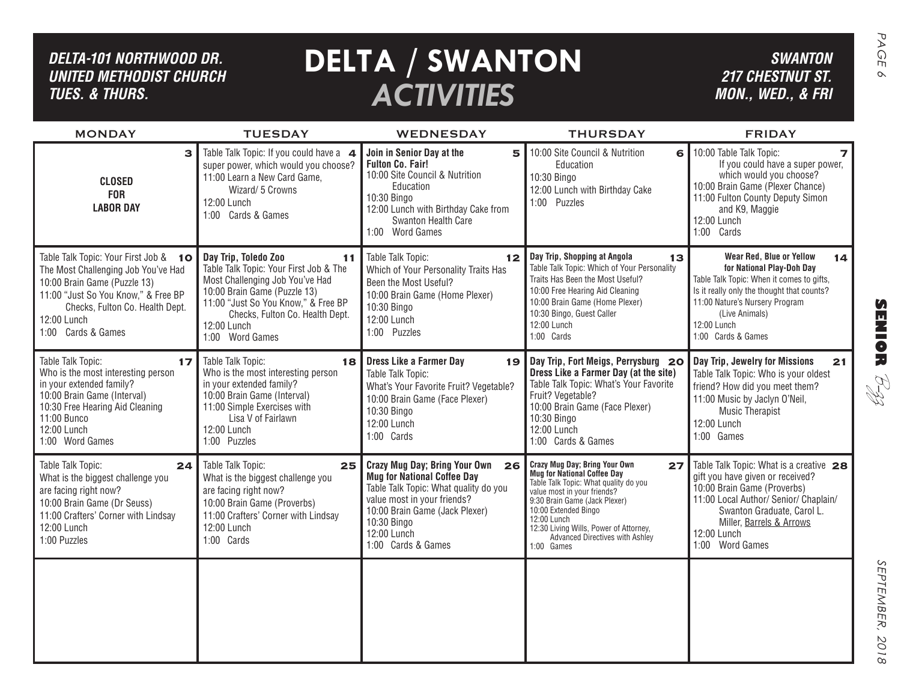# DELTA / SWANTON ACTIVITIES

**DELTA-101 NORTHWOOD DR.**
**UNITED METHODIST CHURCH**
**TUES. & THURS.**

**SWANTON**
**217 CHESTNUT ST.**
**MON., WED., & FRI**

| MONDAY | TUESDAY | WEDNESDAY | THURSDAY | FRIDAY |
|---|---|---|---|---|
| **3**<br>**CLOSED FOR LABOR DAY** | **4**<br>Table Talk Topic: If you could have a super power, which would you choose?<br>11:00 Learn a New Card Game, Wizard/ 5 Crowns<br>12:00 Lunch<br>1:00 Cards & Games | **5**<br>**Join in Senior Day at the Fulton Co. Fair!**<br>10:00 Site Council & Nutrition Education<br>10:30 Bingo<br>12:00 Lunch with Birthday Cake from Swanton Health Care<br>1:00 Word Games | **6**<br>10:00 Site Council & Nutrition Education<br>10:30 Bingo<br>12:00 Lunch with Birthday Cake<br>1:00 Puzzles | **7**<br>10:00 Table Talk Topic: If you could have a super power, which would you choose?<br>10:00 Brain Game (Plexer Chance)<br>11:00 Fulton County Deputy Simon and K9, Maggie<br>12:00 Lunch<br>1:00 Cards |
| **10**<br>Table Talk Topic: Your First Job & The Most Challenging Job You've Had<br>10:00 Brain Game (Puzzle 13)<br>11:00 "Just So You Know," & Free BP Checks, Fulton Co. Health Dept.<br>12:00 Lunch<br>1:00 Cards & Games | **11**<br>**Day Trip, Toledo Zoo**<br>Table Talk Topic: Your First Job & The Most Challenging Job You've Had<br>10:00 Brain Game (Puzzle 13)<br>11:00 "Just So You Know," & Free BP Checks, Fulton Co. Health Dept.<br>12:00 Lunch<br>1:00 Word Games | **12**<br>Table Talk Topic: Which of Your Personality Traits Has Been the Most Useful?<br>10:00 Brain Game (Home Plexer)<br>10:30 Bingo<br>12:00 Lunch<br>1:00 Puzzles | **13**<br>**Day Trip, Shopping at Angola**<br>Table Talk Topic: Which of Your Personality Traits Has Been the Most Useful?<br>10:00 Free Hearing Aid Cleaning<br>10:00 Brain Game (Home Plexer)<br>10:30 Bingo, Guest Caller<br>12:00 Lunch<br>1:00 Cards | **14**<br>**Wear Red, Blue or Yellow for National Play-Doh Day**<br>Table Talk Topic: When it comes to gifts, Is it really only the thought that counts?<br>11:00 Nature's Nursery Program (Live Animals)<br>12:00 Lunch<br>1:00 Cards & Games |
| **17**<br>Table Talk Topic: Who is the most interesting person in your extended family?<br>10:00 Brain Game (Interval)<br>10:30 Free Hearing Aid Cleaning<br>11:00 Bunco<br>12:00 Lunch<br>1:00 Word Games | **18**<br>Table Talk Topic: Who is the most interesting person in your extended family?<br>10:00 Brain Game (Interval)<br>11:00 Simple Exercises with Lisa V of Fairlawn<br>12:00 Lunch<br>1:00 Puzzles | **19**<br>**Dress Like a Farmer Day**<br>Table Talk Topic: What's Your Favorite Fruit? Vegetable?<br>10:00 Brain Game (Face Plexer)<br>10:30 Bingo<br>12:00 Lunch<br>1:00 Cards | **20**<br>**Day Trip, Fort Meigs, Perrysburg**<br>**Dress Like a Farmer Day (at the site)**<br>Table Talk Topic: What's Your Favorite Fruit? Vegetable?<br>10:00 Brain Game (Face Plexer)<br>10:30 Bingo<br>12:00 Lunch<br>1:00 Cards & Games | **21**<br>**Day Trip, Jewelry for Missions**<br>Table Talk Topic: Who is your oldest friend? How did you meet them?<br>11:00 Music by Jaclyn O'Neil, Music Therapist<br>12:00 Lunch<br>1:00 Games |
| **24**<br>Table Talk Topic: What is the biggest challenge you are facing right now?<br>10:00 Brain Game (Dr Seuss)<br>11:00 Crafters' Corner with Lindsay<br>12:00 Lunch<br>1:00 Puzzles | **25**<br>Table Talk Topic: What is the biggest challenge you are facing right now?<br>10:00 Brain Game (Proverbs)<br>11:00 Crafters' Corner with Lindsay<br>12:00 Lunch<br>1:00 Cards | **26**<br>**Crazy Mug Day; Bring Your Own Mug for National Coffee Day**<br>Table Talk Topic: What quality do you value most in your friends?<br>10:00 Brain Game (Jack Plexer)<br>10:30 Bingo<br>12:00 Lunch<br>1:00 Cards & Games | **27**<br>**Crazy Mug Day; Bring Your Own Mug for National Coffee Day**<br>Table Talk Topic: What quality do you value most in your friends?<br>9:30 Brain Game (Jack Plexer)<br>10:00 Extended Bingo<br>12:00 Lunch<br>12:30 Living Wills, Power of Attorney, Advanced Directives with Ashley<br>1:00 Games | **28**<br>Table Talk Topic: What is a creative gift you have given or received?<br>10:00 Brain Game (Proverbs)<br>11:00 Local Author/ Senior/ Chaplain/ Swanton Graduate, Carol L. Miller, Barrels & Arrows<br>12:00 Lunch<br>1:00 Word Games |
| | | | | |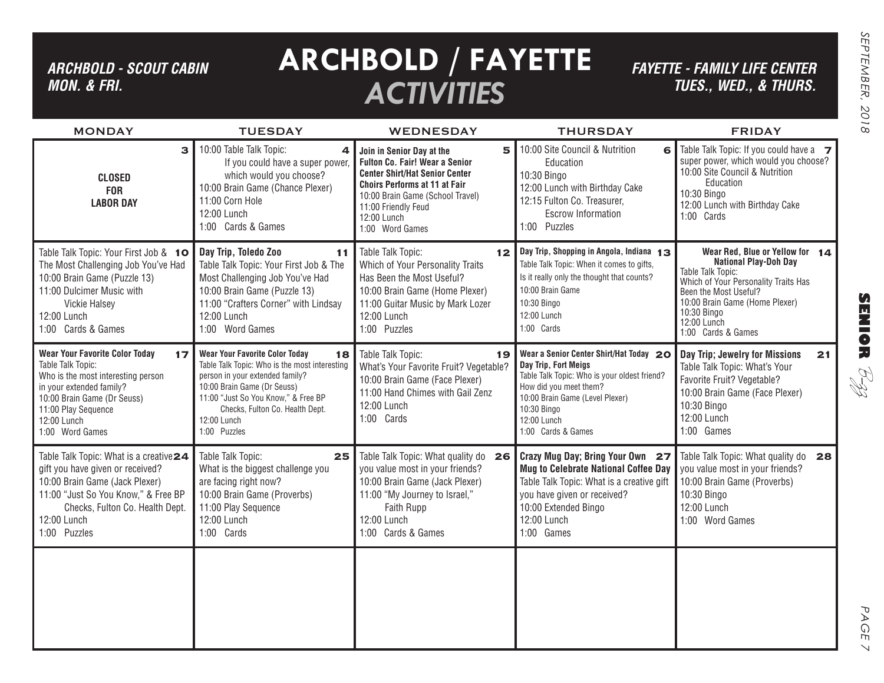# ARCHBOLD / FAYETTE *ACTIVITIES*

***ARCHBOLD - SCOUT CABIN MON. & FRI.***

***FAYETTE - FAMILY LIFE CENTER TUES., WED., & THURS.***

| MONDAY | TUESDAY | WEDNESDAY | THURSDAY | FRIDAY |
|---|---|---|---|---|
| **3** **CLOSED FOR LABOR DAY** | **4** 10:00 Table Talk Topic: If you could have a super power, which would you choose? 10:00 Brain Game (Chance Plexer) 11:00 Corn Hole 12:00 Lunch 1:00 Cards & Games | **5** **Join in Senior Day at the Fulton Co. Fair! Wear a Senior Center Shirt/Hat Senior Center Choirs Performs at 11 at Fair** 10:00 Brain Game (School Travel) 11:00 Friendly Feud 12:00 Lunch 1:00 Word Games | **6** 10:00 Site Council & Nutrition Education 10:30 Bingo 12:00 Lunch with Birthday Cake 12:15 Fulton Co. Treasurer, Escrow Information 1:00 Puzzles | **7** Table Talk Topic: If you could have a super power, which would you choose? 10:00 Site Council & Nutrition Education 10:30 Bingo 12:00 Lunch with Birthday Cake 1:00 Cards |
| **10** Table Talk Topic: Your First Job & The Most Challenging Job You've Had 10:00 Brain Game (Puzzle 13) 11:00 Dulcimer Music with Vickie Halsey 12:00 Lunch 1:00 Cards & Games | **11** **Day Trip, Toledo Zoo** Table Talk Topic: Your First Job & The Most Challenging Job You've Had 10:00 Brain Game (Puzzle 13) 11:00 "Crafters Corner" with Lindsay 12:00 Lunch 1:00 Word Games | **12** Table Talk Topic: Which of Your Personality Traits Has Been the Most Useful? 10:00 Brain Game (Home Plexer) 11:00 Guitar Music by Mark Lozer 12:00 Lunch 1:00 Puzzles | **13** **Day Trip, Shopping in Angola, Indiana** Table Talk Topic: When it comes to gifts, Is it really only the thought that counts? 10:00 Brain Game 10:30 Bingo 12:00 Lunch 1:00 Cards | **14** **Wear Red, Blue or Yellow for National Play-Doh Day** Table Talk Topic: Which of Your Personality Traits Has Been the Most Useful? 10:00 Brain Game (Home Plexer) 10:30 Bingo 12:00 Lunch 1:00 Cards & Games |
| **17** **Wear Your Favorite Color Today** Table Talk Topic: Who is the most interesting person in your extended family? 10:00 Brain Game (Dr Seuss) 11:00 Play Sequence 12:00 Lunch 1:00 Word Games | **18** **Wear Your Favorite Color Today** Table Talk Topic: Who is the most interesting person in your extended family? 10:00 Brain Game (Dr Seuss) 11:00 "Just So You Know," & Free BP Checks, Fulton Co. Health Dept. 12:00 Lunch 1:00 Puzzles | **19** Table Talk Topic: What's Your Favorite Fruit? Vegetable? 10:00 Brain Game (Face Plexer) 11:00 Hand Chimes with Gail Zenz 12:00 Lunch 1:00 Cards | **20** **Wear a Senior Center Shirt/Hat Today** **Day Trip, Fort Meigs** Table Talk Topic: Who is your oldest friend? How did you meet them? 10:00 Brain Game (Level Plexer) 10:30 Bingo 12:00 Lunch 1:00 Cards & Games | **21** **Day Trip; Jewelry for Missions** Table Talk Topic: What's Your Favorite Fruit? Vegetable? 10:00 Brain Game (Face Plexer) 10:30 Bingo 12:00 Lunch 1:00 Games |
| **24** Table Talk Topic: What is a creative gift you have given or received? 10:00 Brain Game (Jack Plexer) 11:00 "Just So You Know," & Free BP Checks, Fulton Co. Health Dept. 12:00 Lunch 1:00 Puzzles | **25** Table Talk Topic: What is the biggest challenge you are facing right now? 10:00 Brain Game (Proverbs) 11:00 Play Sequence 12:00 Lunch 1:00 Cards | **26** Table Talk Topic: What quality do you value most in your friends? 10:00 Brain Game (Jack Plexer) 11:00 "My Journey to Israel," Faith Rupp 12:00 Lunch 1:00 Cards & Games | **27** **Crazy Mug Day; Bring Your Own Mug to Celebrate National Coffee Day** Table Talk Topic: What is a creative gift you have given or received? 10:00 Extended Bingo 12:00 Lunch 1:00 Games | **28** Table Talk Topic: What quality do you value most in your friends? 10:00 Brain Game (Proverbs) 10:30 Bingo 12:00 Lunch 1:00 Word Games |
| | | | | |